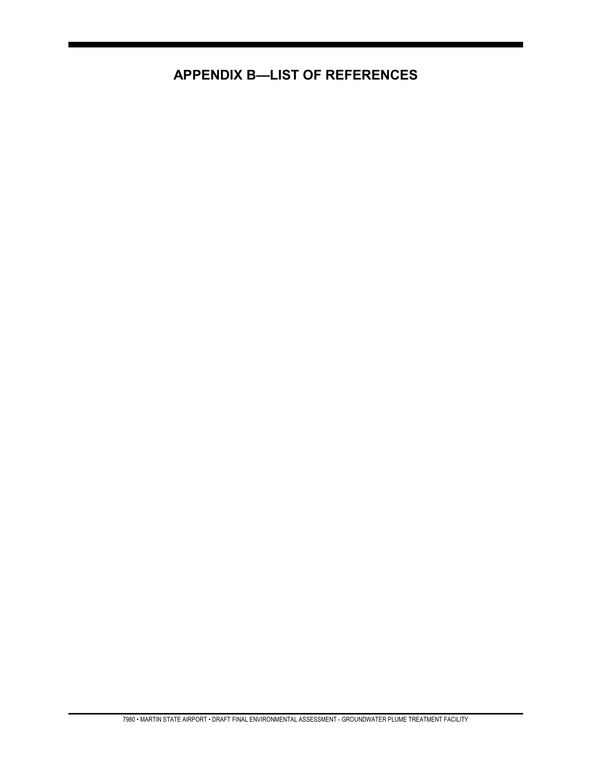# APPENDIX B—LIST OF REFERENCES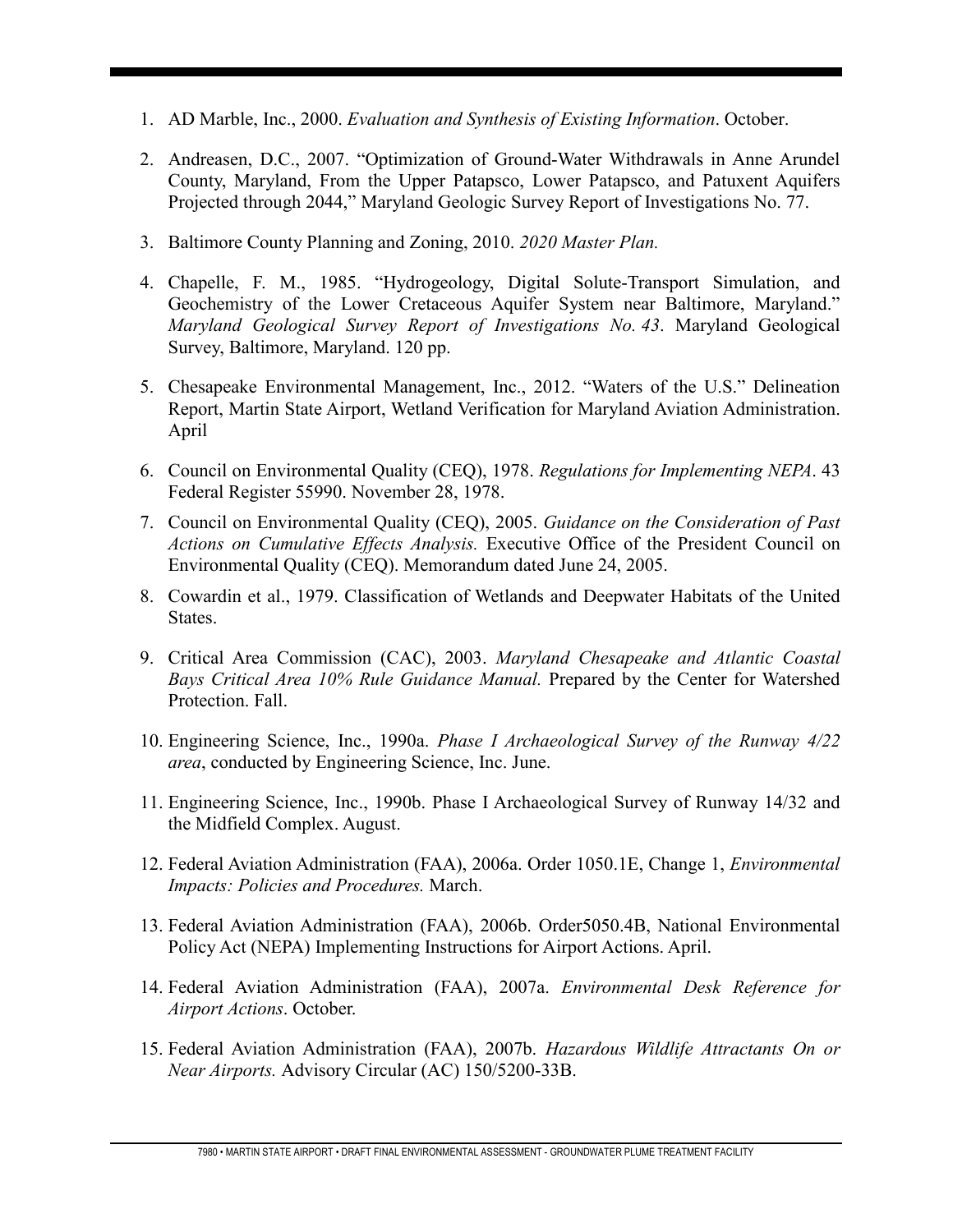1. AD Marble, Inc., 2000. *Evaluation and Synthesis of Existing Information*. October.

2. Andreasen, D.C., 2007. "Optimization of Ground-Water Withdrawals in Anne Arundel County, Maryland, From the Upper Patapsco, Lower Patapsco, and Patuxent Aquifers Projected through 2044," Maryland Geologic Survey Report of Investigations No. 77.

3. Baltimore County Planning and Zoning, 2010. *2020 Master Plan.*

4. Chapelle, F. M., 1985. "Hydrogeology, Digital Solute-Transport Simulation, and Geochemistry of the Lower Cretaceous Aquifer System near Baltimore, Maryland." *Maryland Geological Survey Report of Investigations No. 43*. Maryland Geological Survey, Baltimore, Maryland. 120 pp.

5. Chesapeake Environmental Management, Inc., 2012. "Waters of the U.S." Delineation Report, Martin State Airport, Wetland Verification for Maryland Aviation Administration. April

6. Council on Environmental Quality (CEQ), 1978. *Regulations for Implementing NEPA*. 43 Federal Register 55990. November 28, 1978.

7. Council on Environmental Quality (CEQ), 2005. *Guidance on the Consideration of Past Actions on Cumulative Effects Analysis.* Executive Office of the President Council on Environmental Quality (CEQ). Memorandum dated June 24, 2005.

8. Cowardin et al., 1979. Classification of Wetlands and Deepwater Habitats of the United States.

9. Critical Area Commission (CAC), 2003. *Maryland Chesapeake and Atlantic Coastal Bays Critical Area 10% Rule Guidance Manual.* Prepared by the Center for Watershed Protection. Fall.

10. Engineering Science, Inc., 1990a. *Phase I Archaeological Survey of the Runway 4/22 area*, conducted by Engineering Science, Inc. June.

11. Engineering Science, Inc., 1990b. Phase I Archaeological Survey of Runway 14/32 and the Midfield Complex. August.

12. Federal Aviation Administration (FAA), 2006a. Order 1050.1E, Change 1, *Environmental Impacts: Policies and Procedures.* March.

13. Federal Aviation Administration (FAA), 2006b. Order5050.4B, National Environmental Policy Act (NEPA) Implementing Instructions for Airport Actions. April.

14. Federal Aviation Administration (FAA), 2007a. *Environmental Desk Reference for Airport Actions*. October.

15. Federal Aviation Administration (FAA), 2007b. *Hazardous Wildlife Attractants On or Near Airports.* Advisory Circular (AC) 150/5200-33B.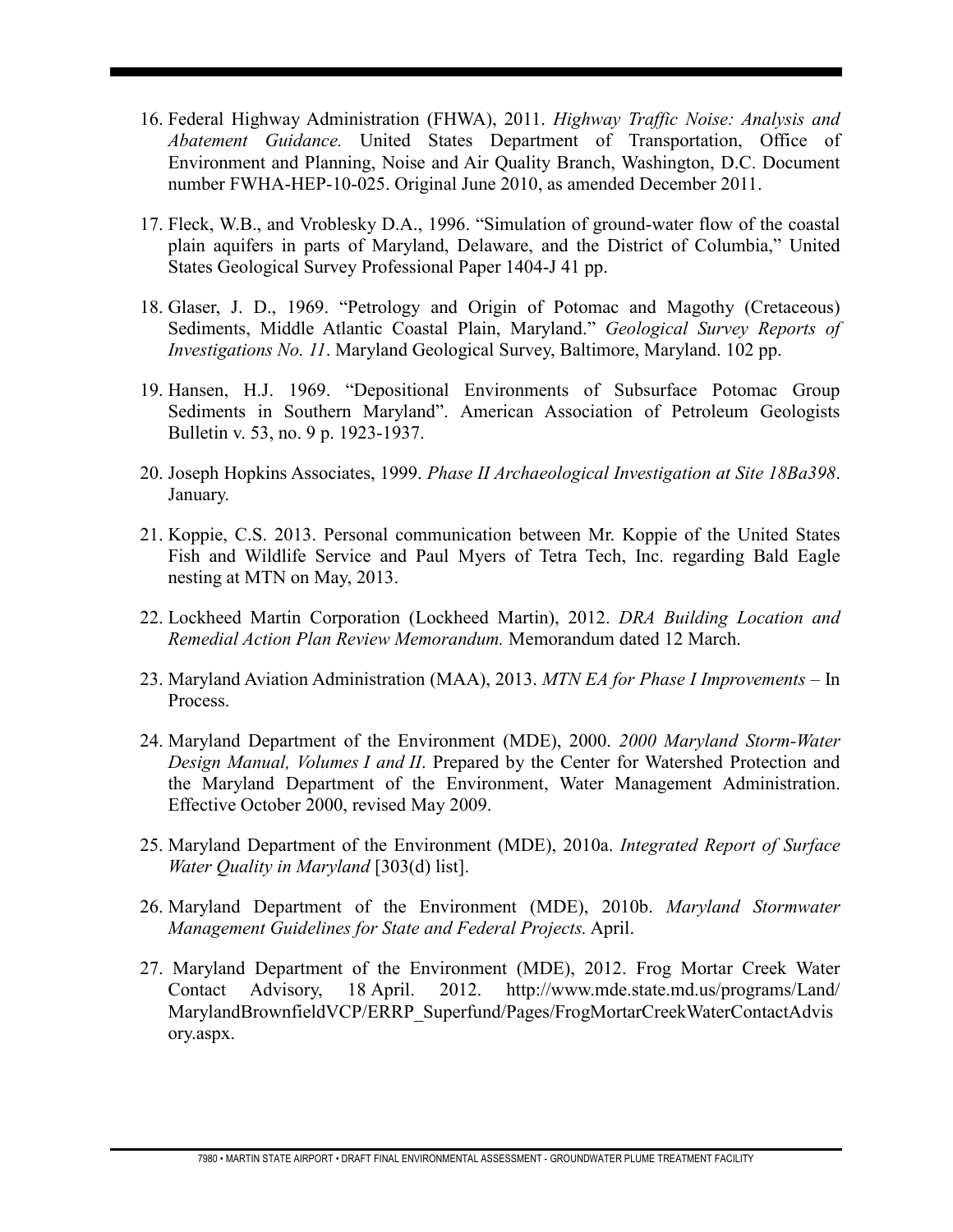16. Federal Highway Administration (FHWA), 2011. *Highway Traffic Noise: Analysis and Abatement Guidance.* United States Department of Transportation, Office of Environment and Planning, Noise and Air Quality Branch, Washington, D.C. Document number FWHA-HEP-10-025. Original June 2010, as amended December 2011.

17. Fleck, W.B., and Vroblesky D.A., 1996. "Simulation of ground-water flow of the coastal plain aquifers in parts of Maryland, Delaware, and the District of Columbia," United States Geological Survey Professional Paper 1404-J 41 pp.

18. Glaser, J. D., 1969. "Petrology and Origin of Potomac and Magothy (Cretaceous) Sediments, Middle Atlantic Coastal Plain, Maryland." *Geological Survey Reports of Investigations No. 11*. Maryland Geological Survey, Baltimore, Maryland. 102 pp.

19. Hansen, H.J. 1969. "Depositional Environments of Subsurface Potomac Group Sediments in Southern Maryland". American Association of Petroleum Geologists Bulletin v. 53, no. 9 p. 1923-1937.

20. Joseph Hopkins Associates, 1999. *Phase II Archaeological Investigation at Site 18Ba398*. January.

21. Koppie, C.S. 2013. Personal communication between Mr. Koppie of the United States Fish and Wildlife Service and Paul Myers of Tetra Tech, Inc. regarding Bald Eagle nesting at MTN on May, 2013.

22. Lockheed Martin Corporation (Lockheed Martin), 2012. *DRA Building Location and Remedial Action Plan Review Memorandum.* Memorandum dated 12 March.

23. Maryland Aviation Administration (MAA), 2013. *MTN EA for Phase I Improvements* – In Process.

24. Maryland Department of the Environment (MDE), 2000. *2000 Maryland Storm-Water Design Manual, Volumes I and II*. Prepared by the Center for Watershed Protection and the Maryland Department of the Environment, Water Management Administration. Effective October 2000, revised May 2009.

25. Maryland Department of the Environment (MDE), 2010a. *Integrated Report of Surface Water Quality in Maryland* [303(d) list].

26. Maryland Department of the Environment (MDE), 2010b. *Maryland Stormwater Management Guidelines for State and Federal Projects.* April.

27. Maryland Department of the Environment (MDE), 2012. Frog Mortar Creek Water Contact Advisory, 18 April. 2012. http://www.mde.state.md.us/programs/Land/MarylandBrownfieldVCP/ERRP_Superfund/Pages/FrogMortarCreekWaterContactAdvisory.aspx.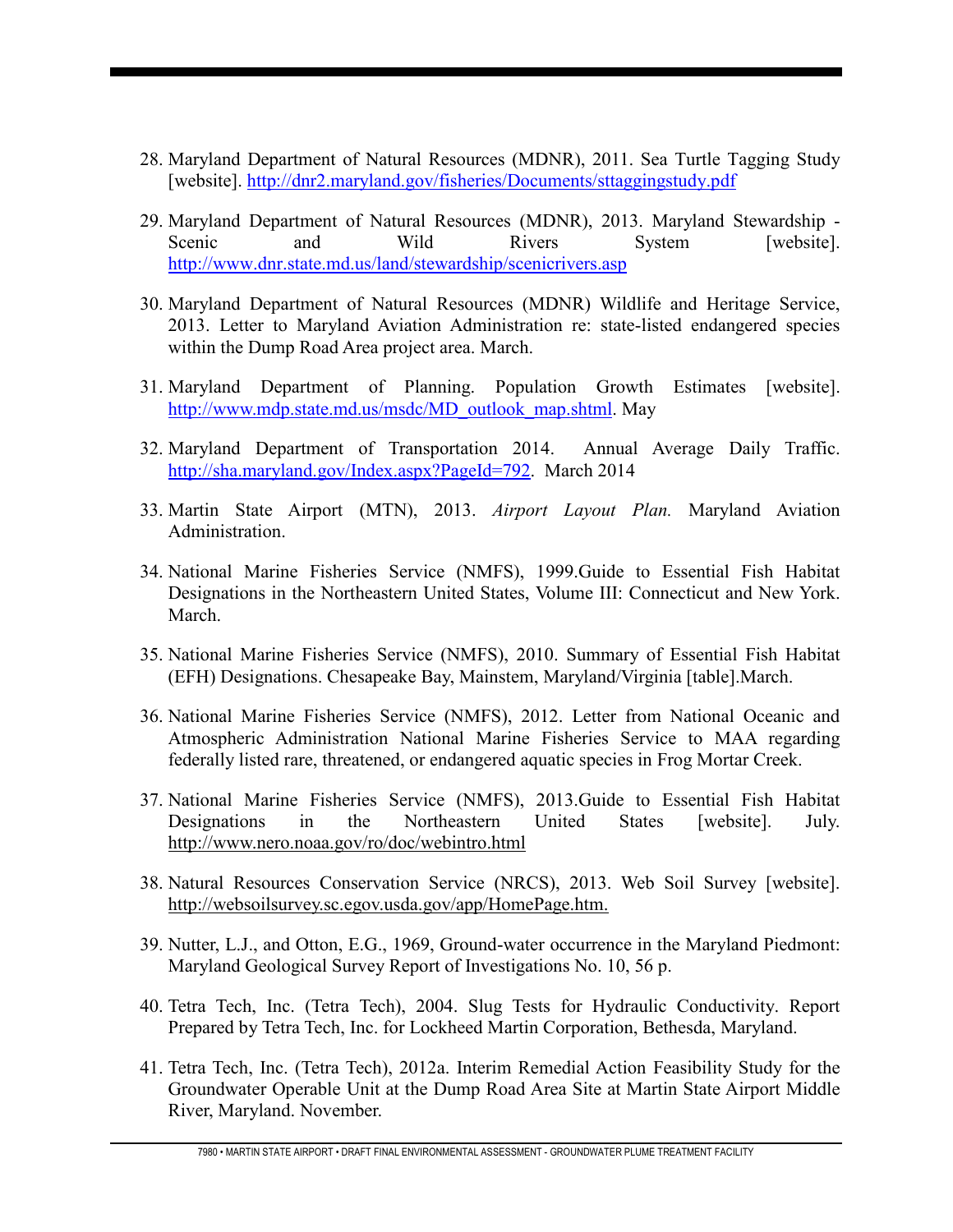28. Maryland Department of Natural Resources (MDNR), 2011. Sea Turtle Tagging Study [website]. http://dnr2.maryland.gov/fisheries/Documents/sttaggingstudy.pdf

29. Maryland Department of Natural Resources (MDNR), 2013. Maryland Stewardship - Scenic and Wild Rivers System [website]. http://www.dnr.state.md.us/land/stewardship/scenicrivers.asp

30. Maryland Department of Natural Resources (MDNR) Wildlife and Heritage Service, 2013. Letter to Maryland Aviation Administration re: state-listed endangered species within the Dump Road Area project area. March.

31. Maryland Department of Planning. Population Growth Estimates [website]. http://www.mdp.state.md.us/msdc/MD_outlook_map.shtml. May

32. Maryland Department of Transportation 2014. Annual Average Daily Traffic. http://sha.maryland.gov/Index.aspx?PageId=792. March 2014

33. Martin State Airport (MTN), 2013. *Airport Layout Plan.* Maryland Aviation Administration.

34. National Marine Fisheries Service (NMFS), 1999.Guide to Essential Fish Habitat Designations in the Northeastern United States, Volume III: Connecticut and New York. March.

35. National Marine Fisheries Service (NMFS), 2010. Summary of Essential Fish Habitat (EFH) Designations. Chesapeake Bay, Mainstem, Maryland/Virginia [table].March.

36. National Marine Fisheries Service (NMFS), 2012. Letter from National Oceanic and Atmospheric Administration National Marine Fisheries Service to MAA regarding federally listed rare, threatened, or endangered aquatic species in Frog Mortar Creek.

37. National Marine Fisheries Service (NMFS), 2013.Guide to Essential Fish Habitat Designations in the Northeastern United States [website]. July. http://www.nero.noaa.gov/ro/doc/webintro.html

38. Natural Resources Conservation Service (NRCS), 2013. Web Soil Survey [website]. http://websoilsurvey.sc.egov.usda.gov/app/HomePage.htm.

39. Nutter, L.J., and Otton, E.G., 1969, Ground-water occurrence in the Maryland Piedmont: Maryland Geological Survey Report of Investigations No. 10, 56 p.

40. Tetra Tech, Inc. (Tetra Tech), 2004. Slug Tests for Hydraulic Conductivity. Report Prepared by Tetra Tech, Inc. for Lockheed Martin Corporation, Bethesda, Maryland.

41. Tetra Tech, Inc. (Tetra Tech), 2012a. Interim Remedial Action Feasibility Study for the Groundwater Operable Unit at the Dump Road Area Site at Martin State Airport Middle River, Maryland. November.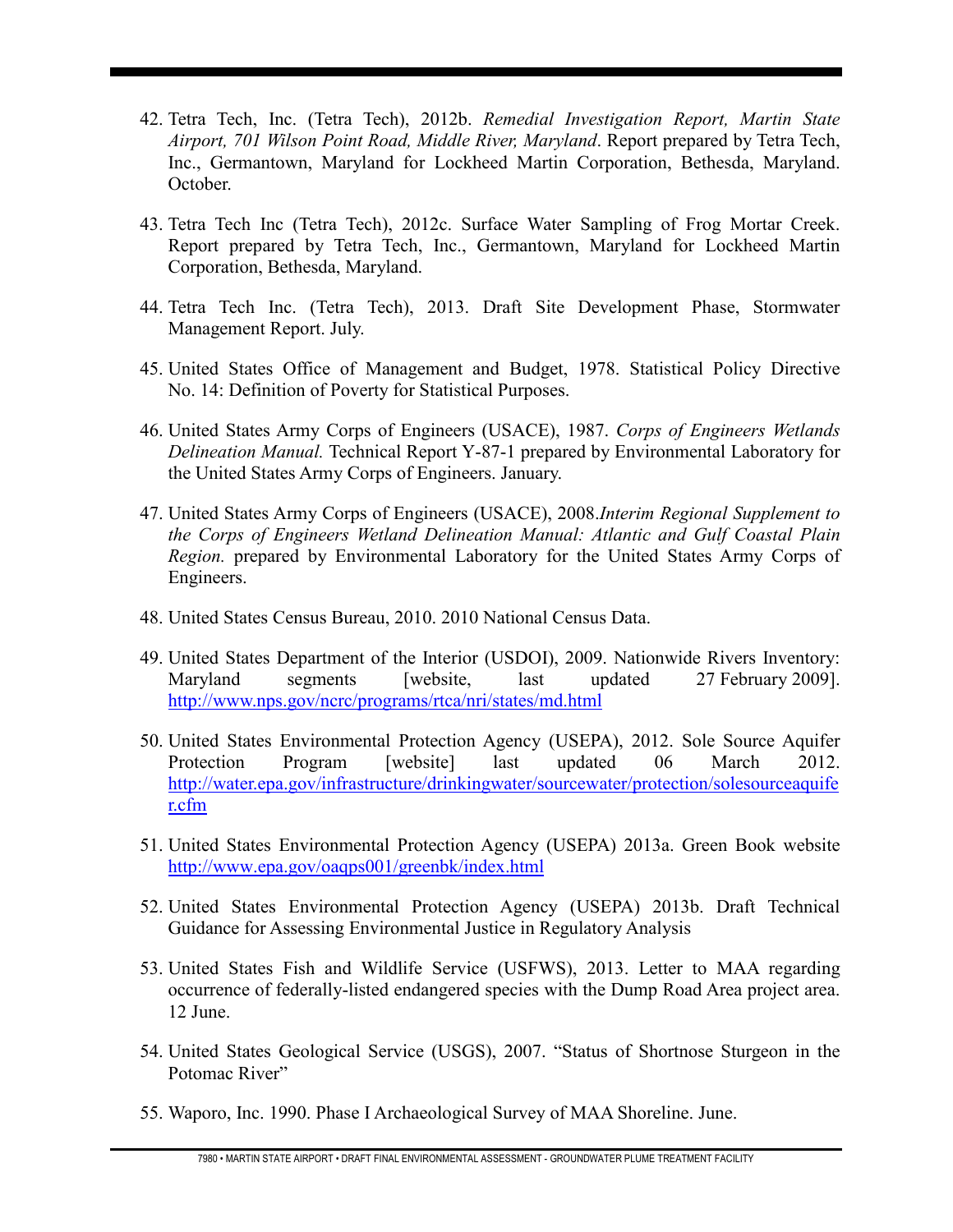42. Tetra Tech, Inc. (Tetra Tech), 2012b. *Remedial Investigation Report, Martin State Airport, 701 Wilson Point Road, Middle River, Maryland*. Report prepared by Tetra Tech, Inc., Germantown, Maryland for Lockheed Martin Corporation, Bethesda, Maryland. October.

43. Tetra Tech Inc (Tetra Tech), 2012c. Surface Water Sampling of Frog Mortar Creek. Report prepared by Tetra Tech, Inc., Germantown, Maryland for Lockheed Martin Corporation, Bethesda, Maryland.

44. Tetra Tech Inc. (Tetra Tech), 2013. Draft Site Development Phase, Stormwater Management Report. July.

45. United States Office of Management and Budget, 1978. Statistical Policy Directive No. 14: Definition of Poverty for Statistical Purposes.

46. United States Army Corps of Engineers (USACE), 1987. *Corps of Engineers Wetlands Delineation Manual.* Technical Report Y-87-1 prepared by Environmental Laboratory for the United States Army Corps of Engineers. January.

47. United States Army Corps of Engineers (USACE), 2008.*Interim Regional Supplement to the Corps of Engineers Wetland Delineation Manual: Atlantic and Gulf Coastal Plain Region.* prepared by Environmental Laboratory for the United States Army Corps of Engineers.

48. United States Census Bureau, 2010. 2010 National Census Data.

49. United States Department of the Interior (USDOI), 2009. Nationwide Rivers Inventory: Maryland segments [website, last updated 27 February 2009]. http://www.nps.gov/ncrc/programs/rtca/nri/states/md.html

50. United States Environmental Protection Agency (USEPA), 2012. Sole Source Aquifer Protection Program [website] last updated 06 March 2012. http://water.epa.gov/infrastructure/drinkingwater/sourcewater/protection/solesourceaquifer.cfm

51. United States Environmental Protection Agency (USEPA) 2013a. Green Book website http://www.epa.gov/oaqps001/greenbk/index.html

52. United States Environmental Protection Agency (USEPA) 2013b. Draft Technical Guidance for Assessing Environmental Justice in Regulatory Analysis

53. United States Fish and Wildlife Service (USFWS), 2013. Letter to MAA regarding occurrence of federally-listed endangered species with the Dump Road Area project area. 12 June.

54. United States Geological Service (USGS), 2007. "Status of Shortnose Sturgeon in the Potomac River"

55. Waporo, Inc. 1990. Phase I Archaeological Survey of MAA Shoreline. June.